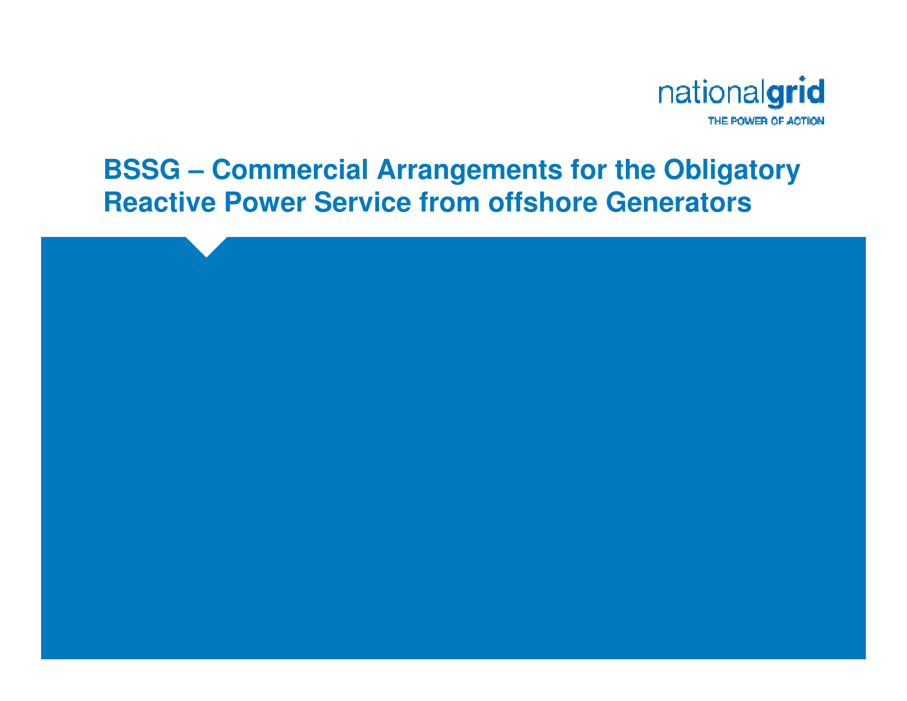nationalgrid

THE POWER OF ACTION

# BSSG – Commercial Arrangements for the Obligatory Reactive Power Service from offshore Generators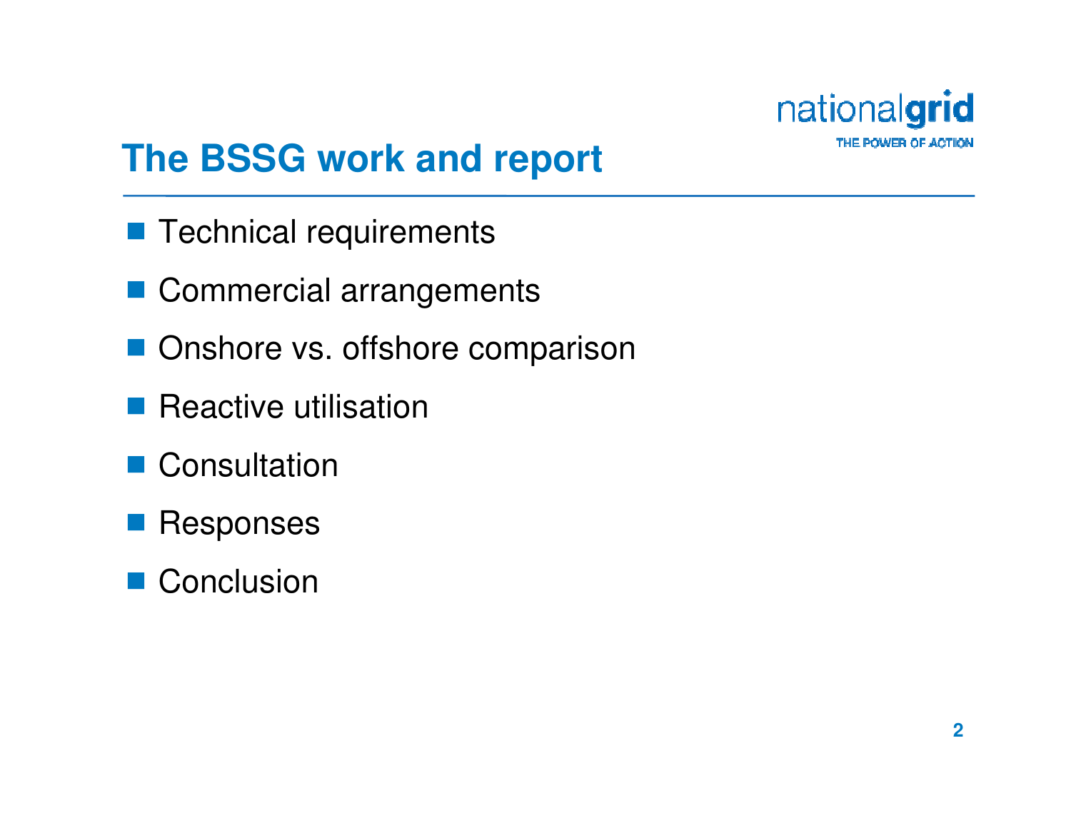# The BSSG work and report

- Technical requirements
- Commercial arrangements
- Onshore vs. offshore comparison
- Reactive utilisation
- Consultation
- Responses
- Conclusion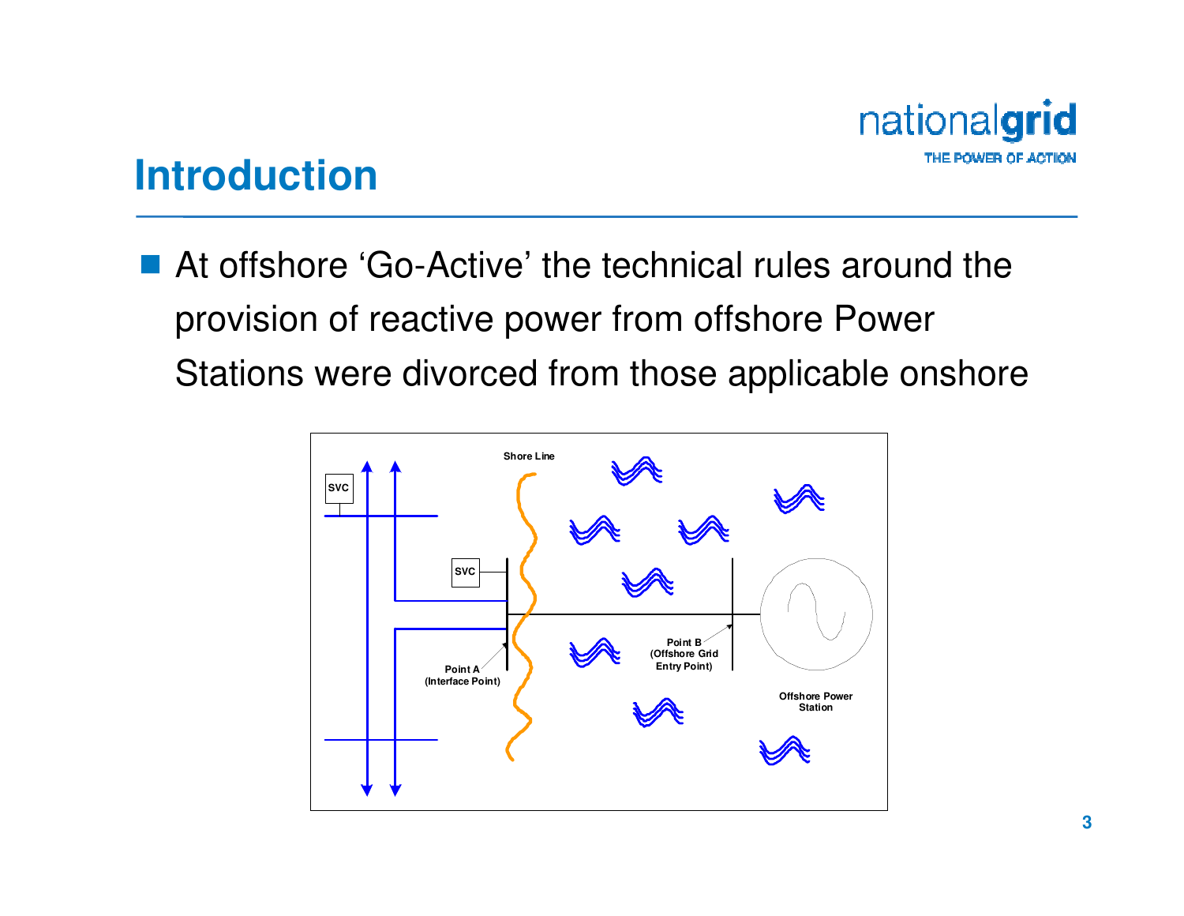# Introduction

- At offshore 'Go-Active' the technical rules around the provision of reactive power from offshore Power Stations were divorced from those applicable onshore

SVC

SVC

Shore Line

Point A (Interface Point)

Point B (Offshore Grid Entry Point)

Offshore Power Station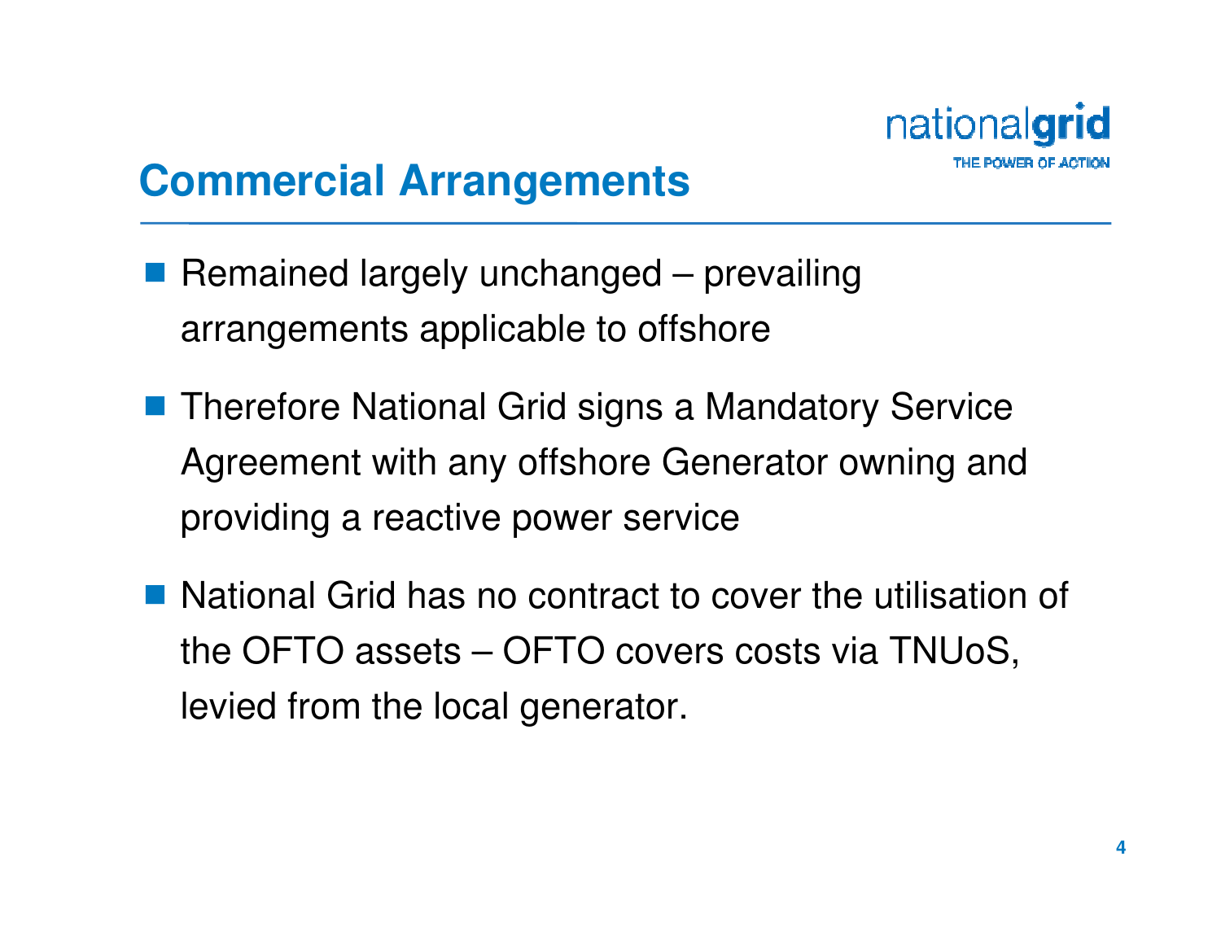# Commercial Arrangements

- Remained largely unchanged – prevailing arrangements applicable to offshore
- Therefore National Grid signs a Mandatory Service Agreement with any offshore Generator owning and providing a reactive power service
- National Grid has no contract to cover the utilisation of the OFTO assets – OFTO covers costs via TNUoS, levied from the local generator.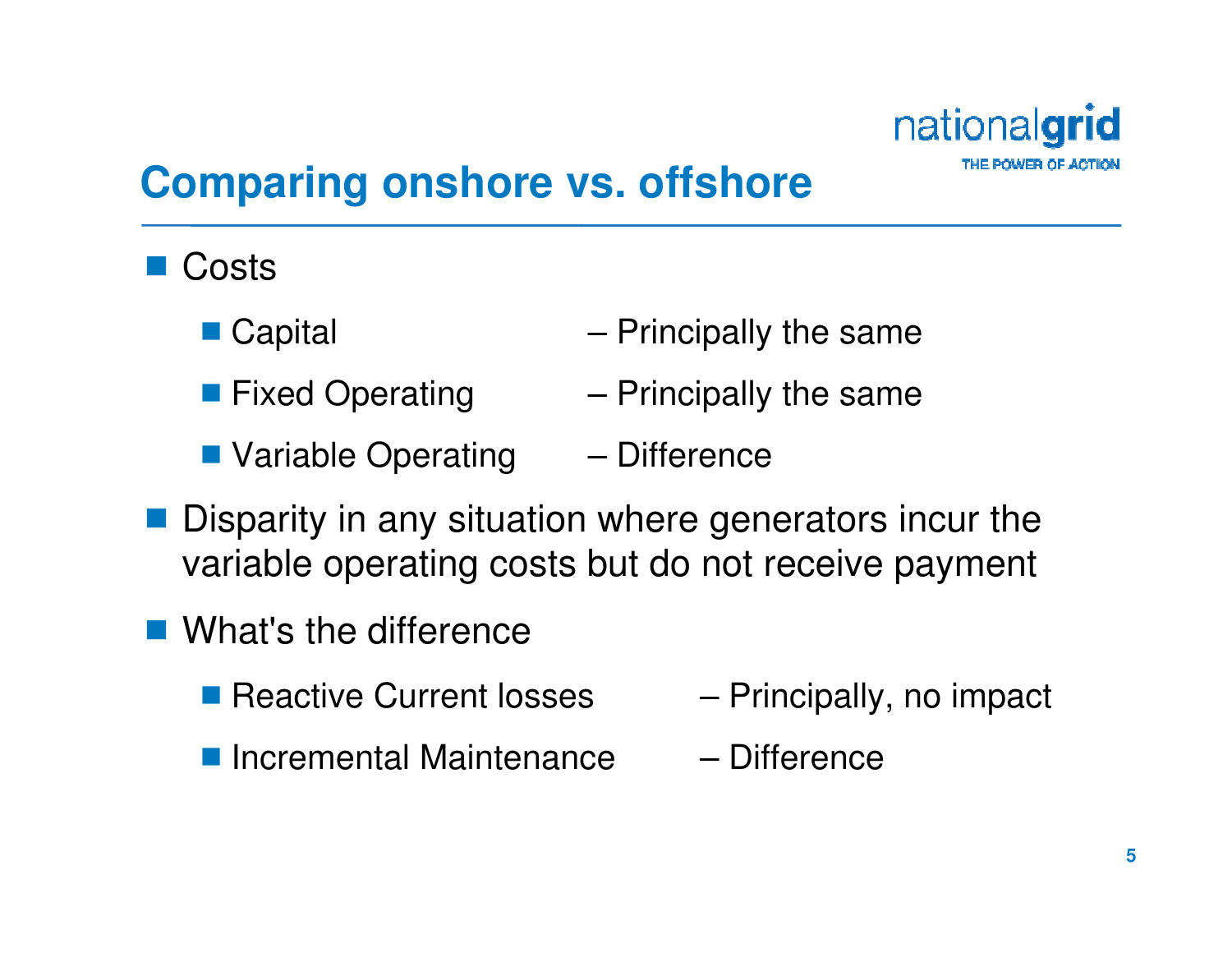# Comparing onshore vs. offshore

- Costs
  - Capital – Principally the same
  - Fixed Operating – Principally the same
  - Variable Operating – Difference
- Disparity in any situation where generators incur the variable operating costs but do not receive payment
- What's the difference
  - Reactive Current losses – Principally, no impact
  - Incremental Maintenance – Difference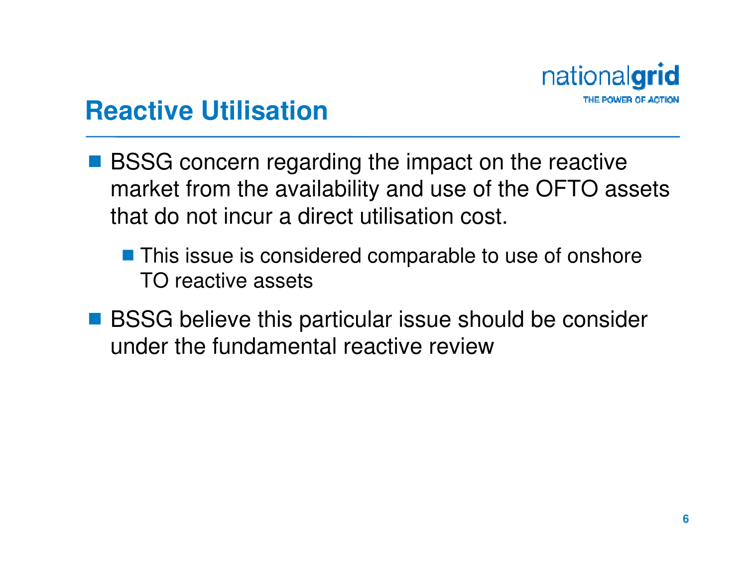# Reactive Utilisation

- BSSG concern regarding the impact on the reactive market from the availability and use of the OFTO assets that do not incur a direct utilisation cost.
  - This issue is considered comparable to use of onshore TO reactive assets
- BSSG believe this particular issue should be consider under the fundamental reactive review